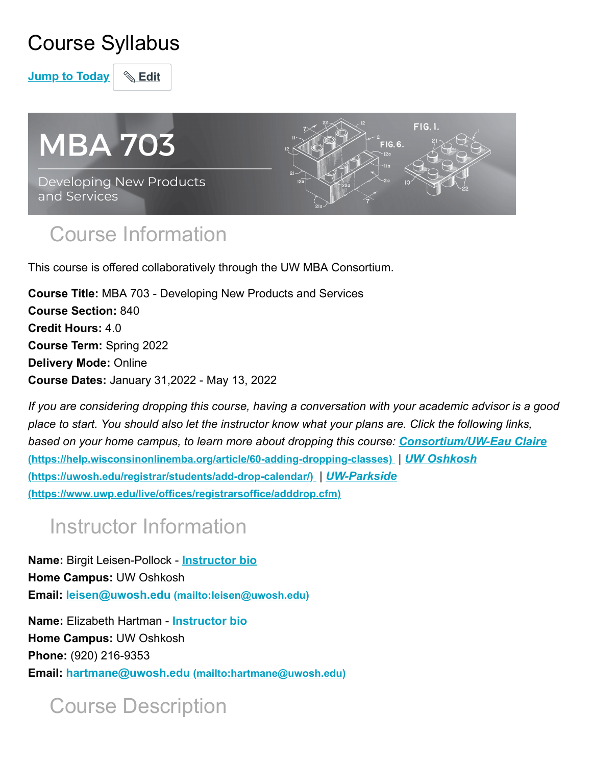# Course Syllabus

Jump to Today | Edit

MBA 703

Developing New Products and Services

## Course Information

This course is offered collaboratively through the UW MBA Consortium.

**Course Title:** MBA 703 - Developing New Products and Services
**Course Section:** 840
**Credit Hours:** 4.0
**Course Term:** Spring 2022
**Delivery Mode:** Online
**Course Dates:** January 31,2022 - May 13, 2022

*If you are considering dropping this course, having a conversation with your academic advisor is a good place to start. You should also let the instructor know what your plans are. Click the following links, based on your home campus, to learn more about dropping this course:* ***Consortium/UW-Eau Claire*** (https://help.wisconsinonlinemba.org/article/60-adding-dropping-classes) | ***UW Oshkosh*** (https://uwosh.edu/registrar/students/add-drop-calendar/) | ***UW-Parkside*** (https://www.uwp.edu/live/offices/registrarsoffice/adddrop.cfm)

## Instructor Information

**Name:** Birgit Leisen-Pollock - Instructor bio
**Home Campus:** UW Oshkosh
**Email:** leisen@uwosh.edu (mailto:leisen@uwosh.edu)

**Name:** Elizabeth Hartman - Instructor bio
**Home Campus:** UW Oshkosh
**Phone:** (920) 216-9353
**Email:** hartmane@uwosh.edu (mailto:hartmane@uwosh.edu)

## Course Description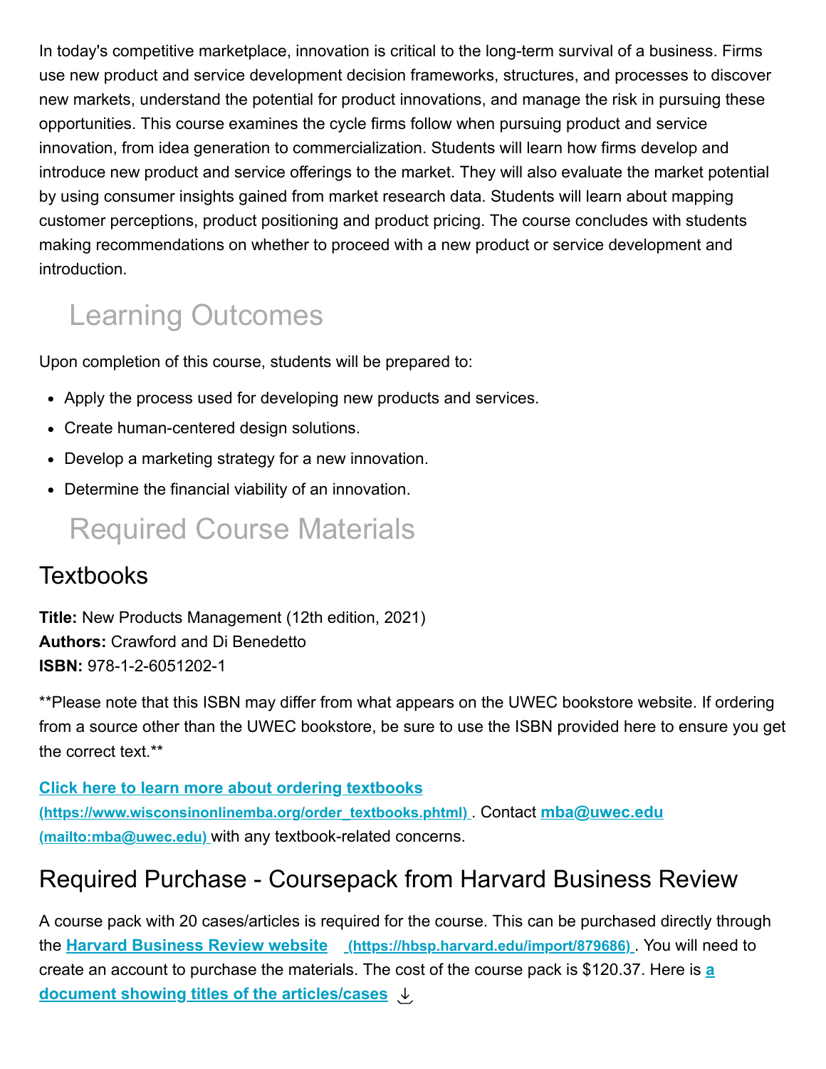In today's competitive marketplace, innovation is critical to the long-term survival of a business. Firms use new product and service development decision frameworks, structures, and processes to discover new markets, understand the potential for product innovations, and manage the risk in pursuing these opportunities. This course examines the cycle firms follow when pursuing product and service innovation, from idea generation to commercialization. Students will learn how firms develop and introduce new product and service offerings to the market. They will also evaluate the market potential by using consumer insights gained from market research data. Students will learn about mapping customer perceptions, product positioning and product pricing. The course concludes with students making recommendations on whether to proceed with a new product or service development and introduction.

# Learning Outcomes

Upon completion of this course, students will be prepared to:

- Apply the process used for developing new products and services.
- Create human-centered design solutions.
- Develop a marketing strategy for a new innovation.
- Determine the financial viability of an innovation.

# Required Course Materials

## Textbooks

**Title:** New Products Management (12th edition, 2021)
**Authors:** Crawford and Di Benedetto
**ISBN:** 978-1-2-6051202-1

**Please note that this ISBN may differ from what appears on the UWEC bookstore website. If ordering from a source other than the UWEC bookstore, be sure to use the ISBN provided here to ensure you get the correct text.**

**Click here to learn more about ordering textbooks (https://www.wisconsinonlinemba.org/order_textbooks.phtml)**. Contact **mba@uwec.edu (mailto:mba@uwec.edu)** with any textbook-related concerns.

## Required Purchase - Coursepack from Harvard Business Review

A course pack with 20 cases/articles is required for the course. This can be purchased directly through the **Harvard Business Review website (https://hbsp.harvard.edu/import/879686)**. You will need to create an account to purchase the materials. The cost of the course pack is $120.37. Here is **a document showing titles of the articles/cases**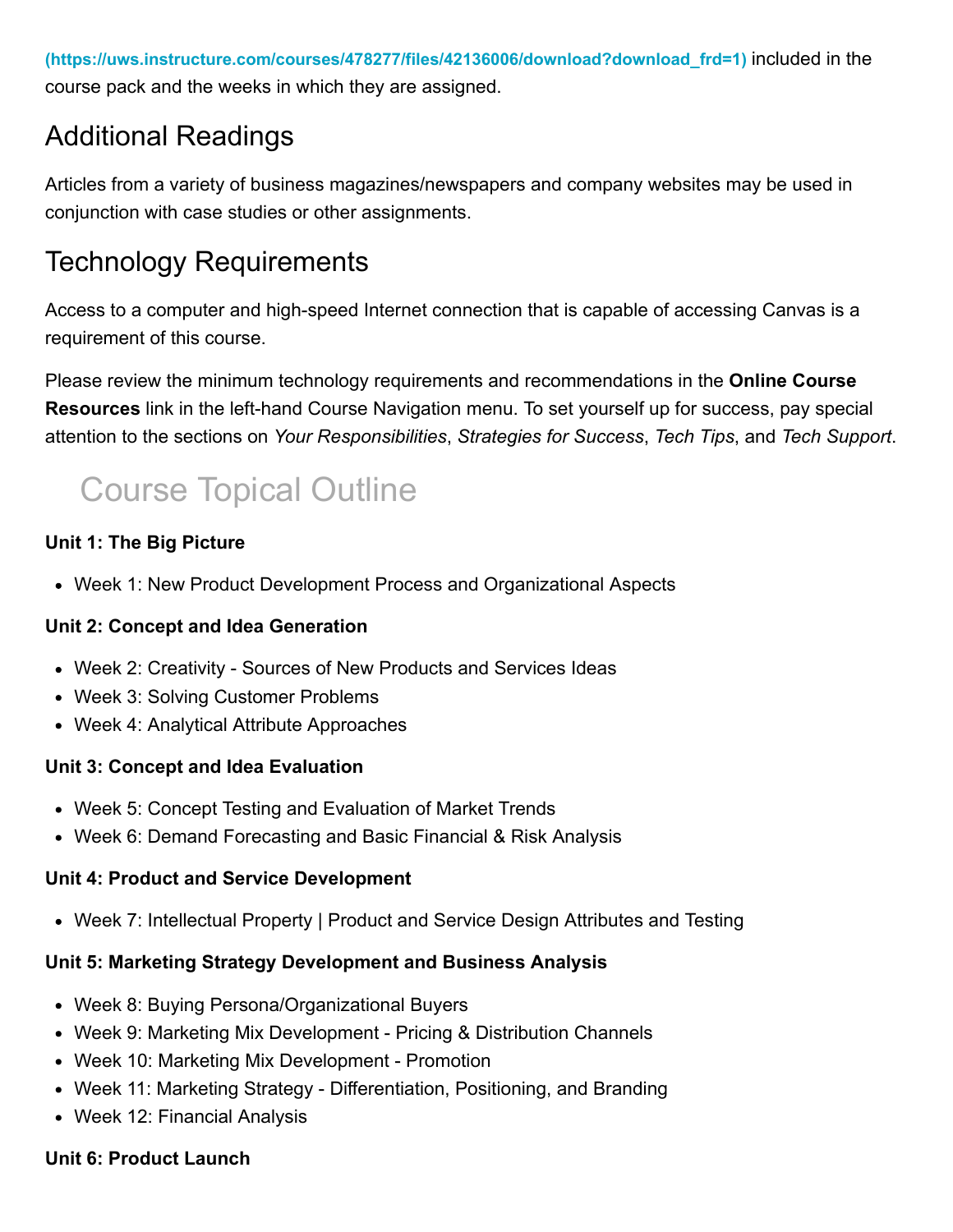(https://uws.instructure.com/courses/478277/files/42136006/download?download_frd=1) included in the course pack and the weeks in which they are assigned.

## Additional Readings

Articles from a variety of business magazines/newspapers and company websites may be used in conjunction with case studies or other assignments.

## Technology Requirements

Access to a computer and high-speed Internet connection that is capable of accessing Canvas is a requirement of this course.

Please review the minimum technology requirements and recommendations in the **Online Course Resources** link in the left-hand Course Navigation menu. To set yourself up for success, pay special attention to the sections on *Your Responsibilities*, *Strategies for Success*, *Tech Tips*, and *Tech Support*.

# Course Topical Outline

**Unit 1: The Big Picture**

- Week 1: New Product Development Process and Organizational Aspects

**Unit 2: Concept and Idea Generation**

- Week 2: Creativity - Sources of New Products and Services Ideas
- Week 3: Solving Customer Problems
- Week 4: Analytical Attribute Approaches

**Unit 3: Concept and Idea Evaluation**

- Week 5: Concept Testing and Evaluation of Market Trends
- Week 6: Demand Forecasting and Basic Financial & Risk Analysis

**Unit 4: Product and Service Development**

- Week 7: Intellectual Property | Product and Service Design Attributes and Testing

**Unit 5: Marketing Strategy Development and Business Analysis**

- Week 8: Buying Persona/Organizational Buyers
- Week 9: Marketing Mix Development - Pricing & Distribution Channels
- Week 10: Marketing Mix Development - Promotion
- Week 11: Marketing Strategy - Differentiation, Positioning, and Branding
- Week 12: Financial Analysis

**Unit 6: Product Launch**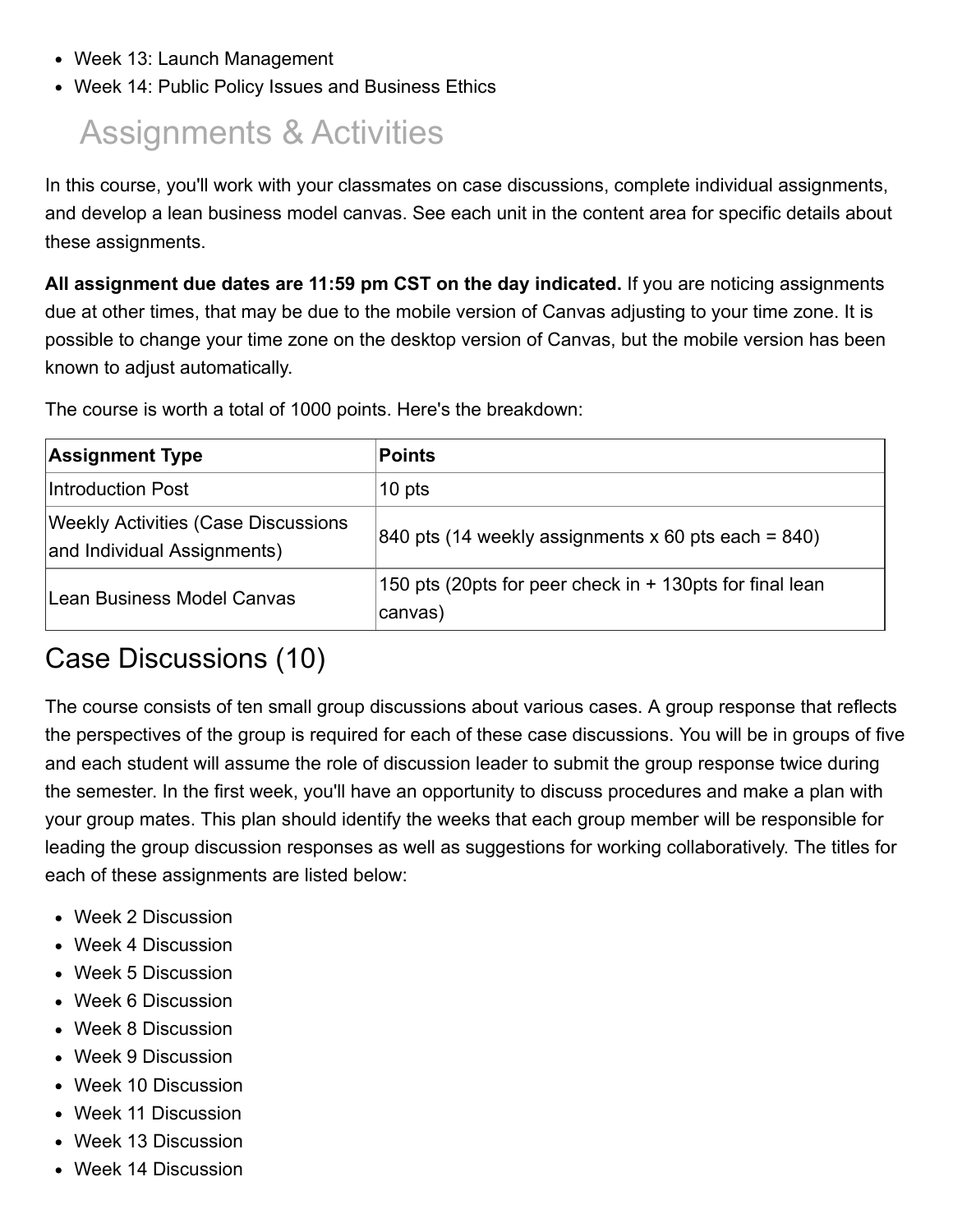- Week 13: Launch Management
- Week 14: Public Policy Issues and Business Ethics

## Assignments & Activities

In this course, you'll work with your classmates on case discussions, complete individual assignments, and develop a lean business model canvas. See each unit in the content area for specific details about these assignments.

**All assignment due dates are 11:59 pm CST on the day indicated.** If you are noticing assignments due at other times, that may be due to the mobile version of Canvas adjusting to your time zone. It is possible to change your time zone on the desktop version of Canvas, but the mobile version has been known to adjust automatically.

The course is worth a total of 1000 points. Here's the breakdown:

| Assignment Type | Points |
| --- | --- |
| Introduction Post | 10 pts |
| Weekly Activities (Case Discussions and Individual Assignments) | 840 pts (14 weekly assignments x 60 pts each = 840) |
| Lean Business Model Canvas | 150 pts (20pts for peer check in + 130pts for final lean canvas) |

## Case Discussions (10)

The course consists of ten small group discussions about various cases. A group response that reflects the perspectives of the group is required for each of these case discussions. You will be in groups of five and each student will assume the role of discussion leader to submit the group response twice during the semester. In the first week, you'll have an opportunity to discuss procedures and make a plan with your group mates. This plan should identify the weeks that each group member will be responsible for leading the group discussion responses as well as suggestions for working collaboratively. The titles for each of these assignments are listed below:

- Week 2 Discussion
- Week 4 Discussion
- Week 5 Discussion
- Week 6 Discussion
- Week 8 Discussion
- Week 9 Discussion
- Week 10 Discussion
- Week 11 Discussion
- Week 13 Discussion
- Week 14 Discussion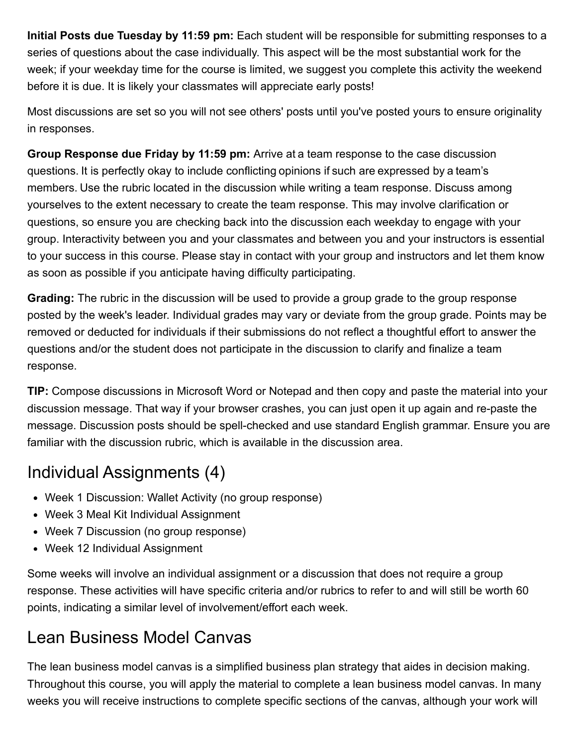**Initial Posts due Tuesday by 11:59 pm:** Each student will be responsible for submitting responses to a series of questions about the case individually. This aspect will be the most substantial work for the week; if your weekday time for the course is limited, we suggest you complete this activity the weekend before it is due. It is likely your classmates will appreciate early posts!

Most discussions are set so you will not see others' posts until you've posted yours to ensure originality in responses.

**Group Response due Friday by 11:59 pm:** Arrive at a team response to the case discussion questions. It is perfectly okay to include conflicting opinions if such are expressed by a team's members. Use the rubric located in the discussion while writing a team response. Discuss among yourselves to the extent necessary to create the team response. This may involve clarification or questions, so ensure you are checking back into the discussion each weekday to engage with your group. Interactivity between you and your classmates and between you and your instructors is essential to your success in this course. Please stay in contact with your group and instructors and let them know as soon as possible if you anticipate having difficulty participating.

**Grading:** The rubric in the discussion will be used to provide a group grade to the group response posted by the week's leader. Individual grades may vary or deviate from the group grade. Points may be removed or deducted for individuals if their submissions do not reflect a thoughtful effort to answer the questions and/or the student does not participate in the discussion to clarify and finalize a team response.

**TIP:** Compose discussions in Microsoft Word or Notepad and then copy and paste the material into your discussion message. That way if your browser crashes, you can just open it up again and re-paste the message. Discussion posts should be spell-checked and use standard English grammar. Ensure you are familiar with the discussion rubric, which is available in the discussion area.

## Individual Assignments (4)

- Week 1 Discussion: Wallet Activity (no group response)
- Week 3 Meal Kit Individual Assignment
- Week 7 Discussion (no group response)
- Week 12 Individual Assignment

Some weeks will involve an individual assignment or a discussion that does not require a group response. These activities will have specific criteria and/or rubrics to refer to and will still be worth 60 points, indicating a similar level of involvement/effort each week.

## Lean Business Model Canvas

The lean business model canvas is a simplified business plan strategy that aides in decision making. Throughout this course, you will apply the material to complete a lean business model canvas. In many weeks you will receive instructions to complete specific sections of the canvas, although your work will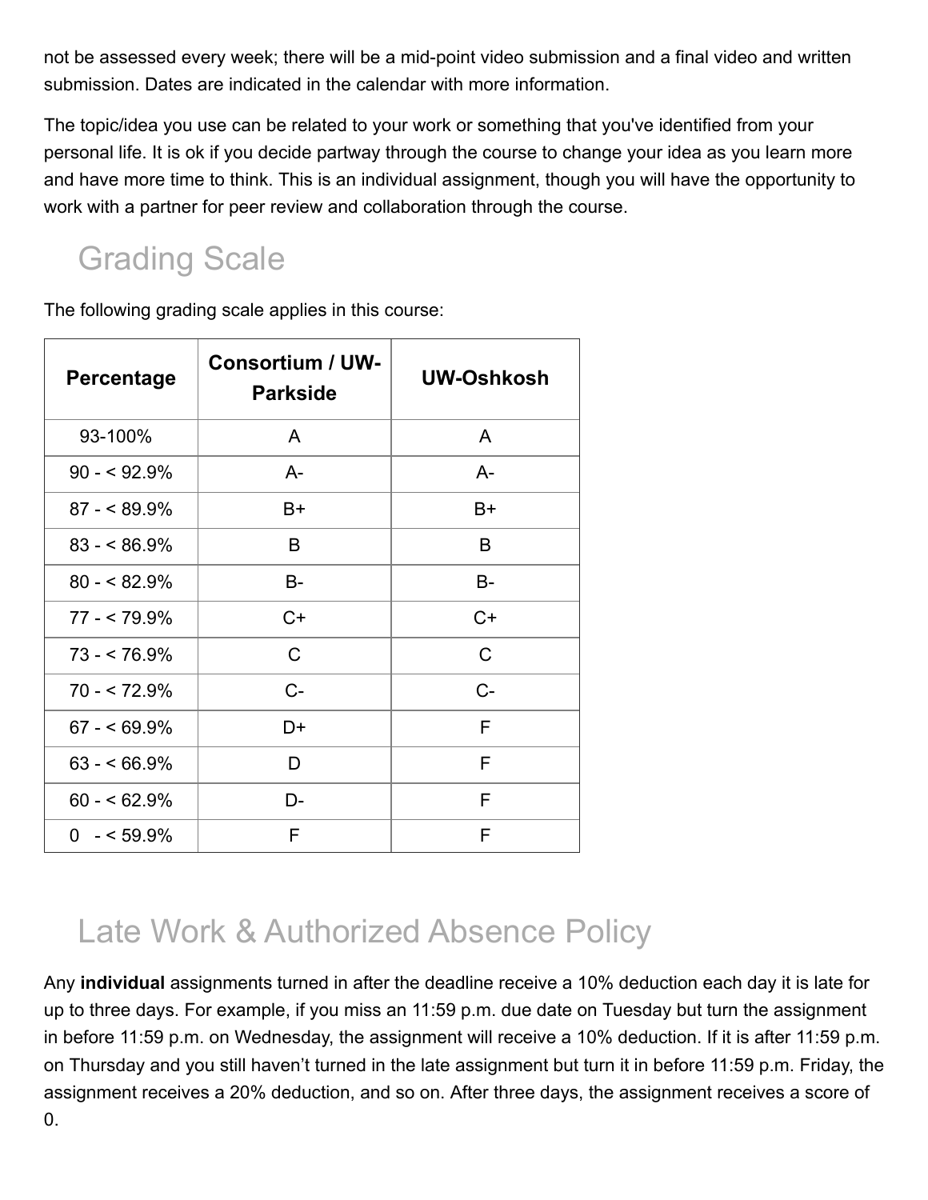not be assessed every week; there will be a mid-point video submission and a final video and written submission. Dates are indicated in the calendar with more information.

The topic/idea you use can be related to your work or something that you've identified from your personal life. It is ok if you decide partway through the course to change your idea as you learn more and have more time to think. This is an individual assignment, though you will have the opportunity to work with a partner for peer review and collaboration through the course.

## Grading Scale

The following grading scale applies in this course:

| Percentage | Consortium / UW-Parkside | UW-Oshkosh |
|---|---|---|
| 93-100% | A | A |
| 90 - < 92.9% | A- | A- |
| 87 - < 89.9% | B+ | B+ |
| 83 - < 86.9% | B | B |
| 80 - < 82.9% | B- | B- |
| 77 - < 79.9% | C+ | C+ |
| 73 - < 76.9% | C | C |
| 70 - < 72.9% | C- | C- |
| 67 - < 69.9% | D+ | F |
| 63 - < 66.9% | D | F |
| 60 - < 62.9% | D- | F |
| 0 - < 59.9% | F | F |

## Late Work & Authorized Absence Policy

Any **individual** assignments turned in after the deadline receive a 10% deduction each day it is late for up to three days. For example, if you miss an 11:59 p.m. due date on Tuesday but turn the assignment in before 11:59 p.m. on Wednesday, the assignment will receive a 10% deduction. If it is after 11:59 p.m. on Thursday and you still haven't turned in the late assignment but turn it in before 11:59 p.m. Friday, the assignment receives a 20% deduction, and so on. After three days, the assignment receives a score of 0.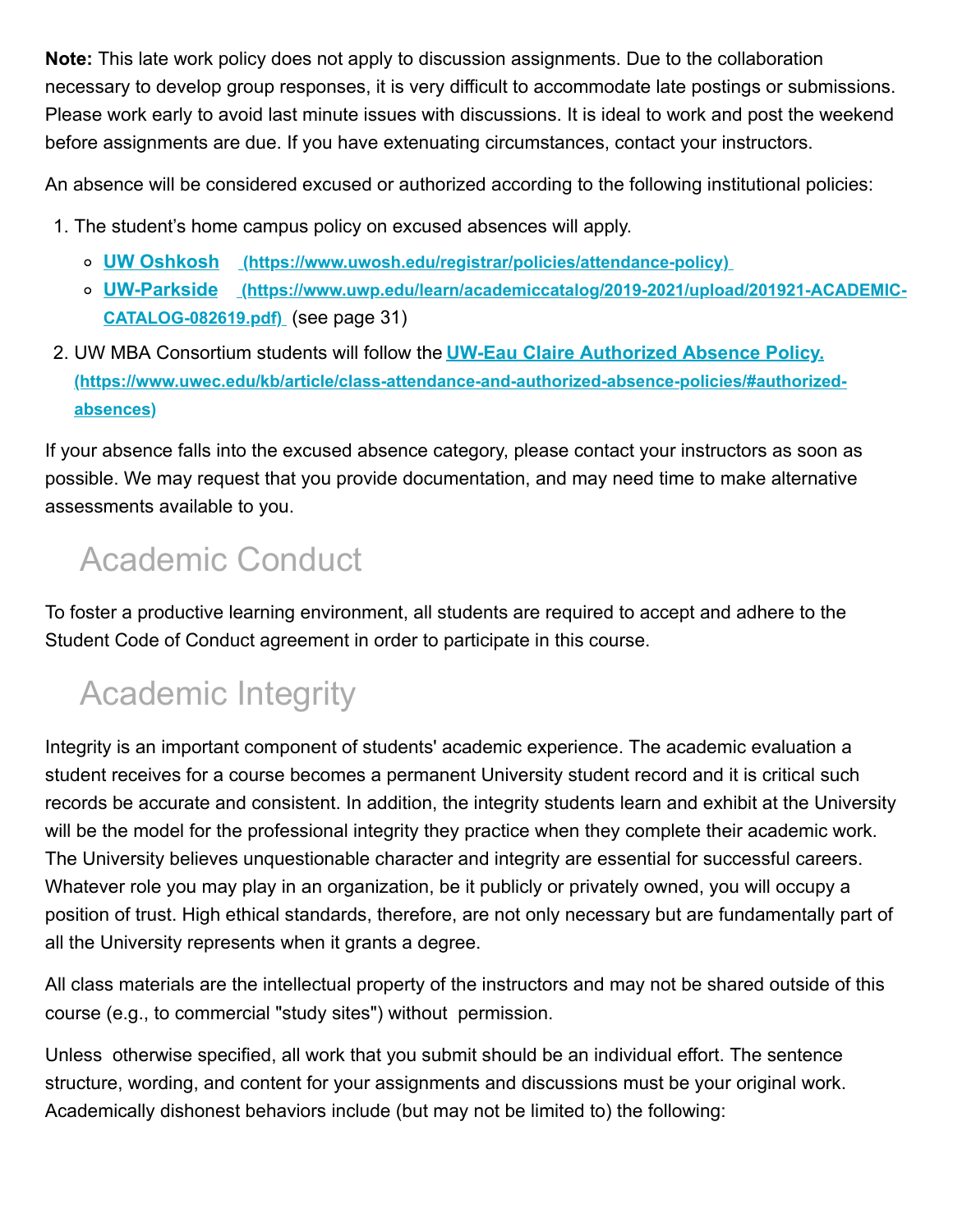**Note:** This late work policy does not apply to discussion assignments. Due to the collaboration necessary to develop group responses, it is very difficult to accommodate late postings or submissions. Please work early to avoid last minute issues with discussions. It is ideal to work and post the weekend before assignments are due. If you have extenuating circumstances, contact your instructors.

An absence will be considered excused or authorized according to the following institutional policies:

1. The student's home campus policy on excused absences will apply.
   - [UW Oshkosh](https://www.uwosh.edu/registrar/policies/attendance-policy) (https://www.uwosh.edu/registrar/policies/attendance-policy)
   - [UW-Parkside](https://www.uwp.edu/learn/academiccatalog/2019-2021/upload/201921-ACADEMIC-CATALOG-082619.pdf) (https://www.uwp.edu/learn/academiccatalog/2019-2021/upload/201921-ACADEMIC-CATALOG-082619.pdf) (see page 31)
2. UW MBA Consortium students will follow the [UW-Eau Claire Authorized Absence Policy.](https://www.uwec.edu/kb/article/class-attendance-and-authorized-absence-policies/#authorized-absences) (https://www.uwec.edu/kb/article/class-attendance-and-authorized-absence-policies/#authorized-absences)

If your absence falls into the excused absence category, please contact your instructors as soon as possible. We may request that you provide documentation, and may need time to make alternative assessments available to you.

## Academic Conduct

To foster a productive learning environment, all students are required to accept and adhere to the Student Code of Conduct agreement in order to participate in this course.

## Academic Integrity

Integrity is an important component of students' academic experience. The academic evaluation a student receives for a course becomes a permanent University student record and it is critical such records be accurate and consistent. In addition, the integrity students learn and exhibit at the University will be the model for the professional integrity they practice when they complete their academic work. The University believes unquestionable character and integrity are essential for successful careers. Whatever role you may play in an organization, be it publicly or privately owned, you will occupy a position of trust. High ethical standards, therefore, are not only necessary but are fundamentally part of all the University represents when it grants a degree.

All class materials are the intellectual property of the instructors and may not be shared outside of this course (e.g., to commercial "study sites") without permission.

Unless otherwise specified, all work that you submit should be an individual effort. The sentence structure, wording, and content for your assignments and discussions must be your original work. Academically dishonest behaviors include (but may not be limited to) the following: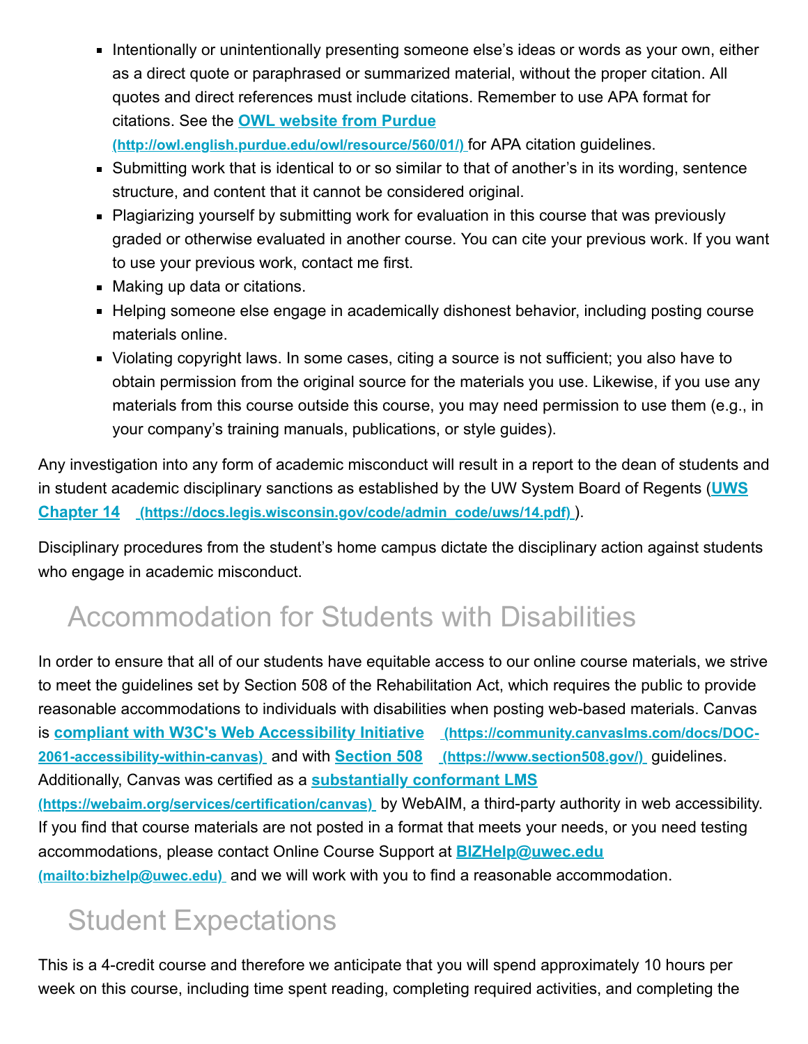- Intentionally or unintentionally presenting someone else's ideas or words as your own, either as a direct quote or paraphrased or summarized material, without the proper citation. All quotes and direct references must include citations. Remember to use APA format for citations. See the **OWL website from Purdue (http://owl.english.purdue.edu/owl/resource/560/01/)** for APA citation guidelines.
- Submitting work that is identical to or so similar to that of another's in its wording, sentence structure, and content that it cannot be considered original.
- Plagiarizing yourself by submitting work for evaluation in this course that was previously graded or otherwise evaluated in another course. You can cite your previous work. If you want to use your previous work, contact me first.
- Making up data or citations.
- Helping someone else engage in academically dishonest behavior, including posting course materials online.
- Violating copyright laws. In some cases, citing a source is not sufficient; you also have to obtain permission from the original source for the materials you use. Likewise, if you use any materials from this course outside this course, you may need permission to use them (e.g., in your company's training manuals, publications, or style guides).

Any investigation into any form of academic misconduct will result in a report to the dean of students and in student academic disciplinary sanctions as established by the UW System Board of Regents (**UWS Chapter 14 (https://docs.legis.wisconsin.gov/code/admin_code/uws/14.pdf)**).

Disciplinary procedures from the student's home campus dictate the disciplinary action against students who engage in academic misconduct.

## Accommodation for Students with Disabilities

In order to ensure that all of our students have equitable access to our online course materials, we strive to meet the guidelines set by Section 508 of the Rehabilitation Act, which requires the public to provide reasonable accommodations to individuals with disabilities when posting web-based materials. Canvas is **compliant with W3C's Web Accessibility Initiative (https://community.canvaslms.com/docs/DOC-2061-accessibility-within-canvas)** and with **Section 508 (https://www.section508.gov/)** guidelines. Additionally, Canvas was certified as a **substantially conformant LMS (https://webaim.org/services/certification/canvas)** by WebAIM, a third-party authority in web accessibility. If you find that course materials are not posted in a format that meets your needs, or you need testing accommodations, please contact Online Course Support at **BIZHelp@uwec.edu (mailto:bizhelp@uwec.edu)** and we will work with you to find a reasonable accommodation.

## Student Expectations

This is a 4-credit course and therefore we anticipate that you will spend approximately 10 hours per week on this course, including time spent reading, completing required activities, and completing the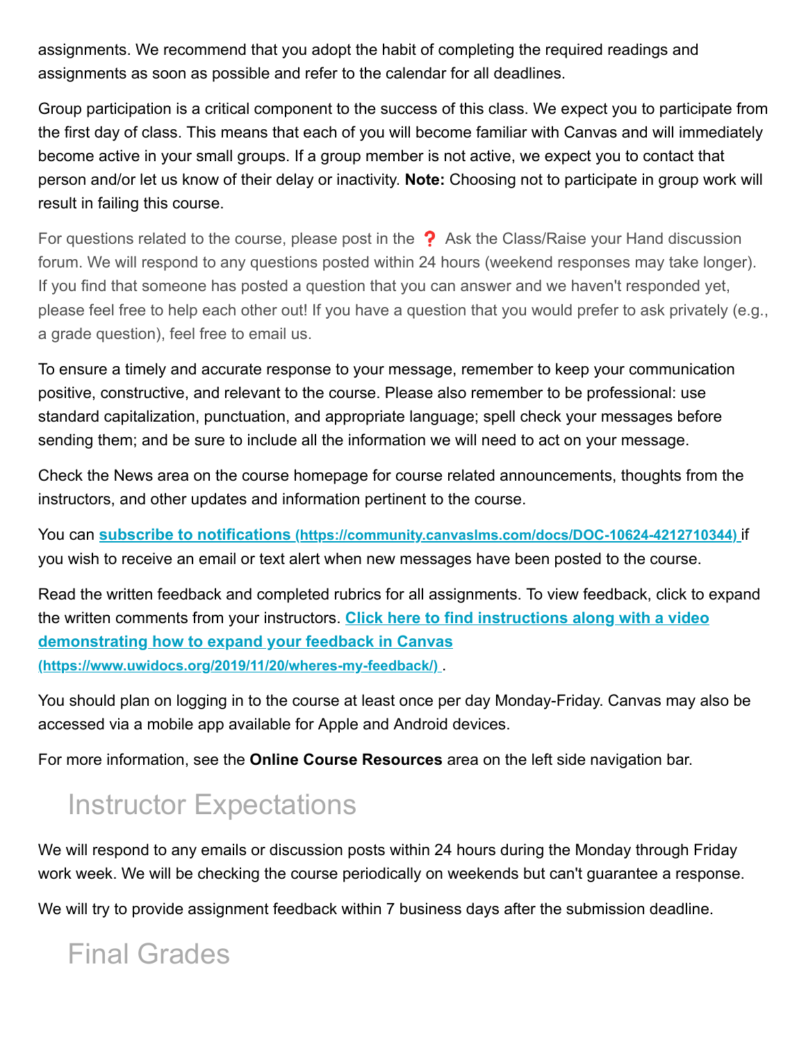assignments. We recommend that you adopt the habit of completing the required readings and assignments as soon as possible and refer to the calendar for all deadlines.

Group participation is a critical component to the success of this class. We expect you to participate from the first day of class. This means that each of you will become familiar with Canvas and will immediately become active in your small groups. If a group member is not active, we expect you to contact that person and/or let us know of their delay or inactivity. **Note:** Choosing not to participate in group work will result in failing this course.

For questions related to the course, please post in the ❓ Ask the Class/Raise your Hand discussion forum. We will respond to any questions posted within 24 hours (weekend responses may take longer). If you find that someone has posted a question that you can answer and we haven't responded yet, please feel free to help each other out! If you have a question that you would prefer to ask privately (e.g., a grade question), feel free to email us.

To ensure a timely and accurate response to your message, remember to keep your communication positive, constructive, and relevant to the course. Please also remember to be professional: use standard capitalization, punctuation, and appropriate language; spell check your messages before sending them; and be sure to include all the information we will need to act on your message.

Check the News area on the course homepage for course related announcements, thoughts from the instructors, and other updates and information pertinent to the course.

You can **subscribe to notifications (https://community.canvaslms.com/docs/DOC-10624-4212710344)** if you wish to receive an email or text alert when new messages have been posted to the course.

Read the written feedback and completed rubrics for all assignments. To view feedback, click to expand the written comments from your instructors. **Click here to find instructions along with a video demonstrating how to expand your feedback in Canvas (https://www.uwidocs.org/2019/11/20/wheres-my-feedback/)**.

You should plan on logging in to the course at least once per day Monday-Friday. Canvas may also be accessed via a mobile app available for Apple and Android devices.

For more information, see the **Online Course Resources** area on the left side navigation bar.

## Instructor Expectations

We will respond to any emails or discussion posts within 24 hours during the Monday through Friday work week. We will be checking the course periodically on weekends but can't guarantee a response.

We will try to provide assignment feedback within 7 business days after the submission deadline.

## Final Grades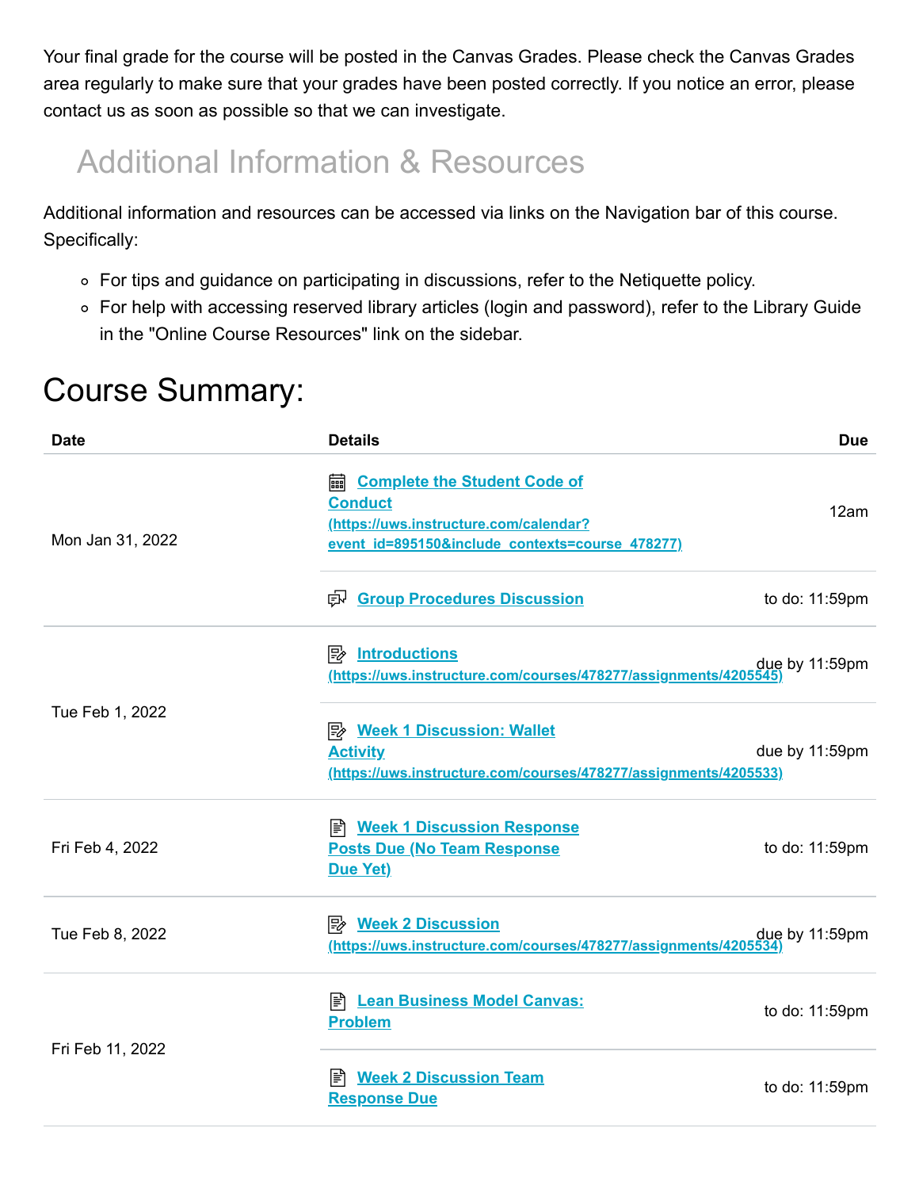Your final grade for the course will be posted in the Canvas Grades. Please check the Canvas Grades area regularly to make sure that your grades have been posted correctly. If you notice an error, please contact us as soon as possible so that we can investigate.

## Additional Information & Resources

Additional information and resources can be accessed via links on the Navigation bar of this course. Specifically:

- For tips and guidance on participating in discussions, refer to the Netiquette policy.
- For help with accessing reserved library articles (login and password), refer to the Library Guide in the "Online Course Resources" link on the sidebar.

# Course Summary:

| Date | Details | Due |
|---|---|---|
| Mon Jan 31, 2022 | Complete the Student Code of Conduct (https://uws.instructure.com/calendar?event_id=895150&include_contexts=course_478277) | 12am |
| | Group Procedures Discussion | to do: 11:59pm |
| Tue Feb 1, 2022 | Introductions (https://uws.instructure.com/courses/478277/assignments/4205545) | due by 11:59pm |
| | Week 1 Discussion: Wallet Activity (https://uws.instructure.com/courses/478277/assignments/4205533) | due by 11:59pm |
| Fri Feb 4, 2022 | Week 1 Discussion Response Posts Due (No Team Response Due Yet) | to do: 11:59pm |
| Tue Feb 8, 2022 | Week 2 Discussion (https://uws.instructure.com/courses/478277/assignments/4205534) | due by 11:59pm |
| Fri Feb 11, 2022 | Lean Business Model Canvas: Problem | to do: 11:59pm |
| | Week 2 Discussion Team Response Due | to do: 11:59pm |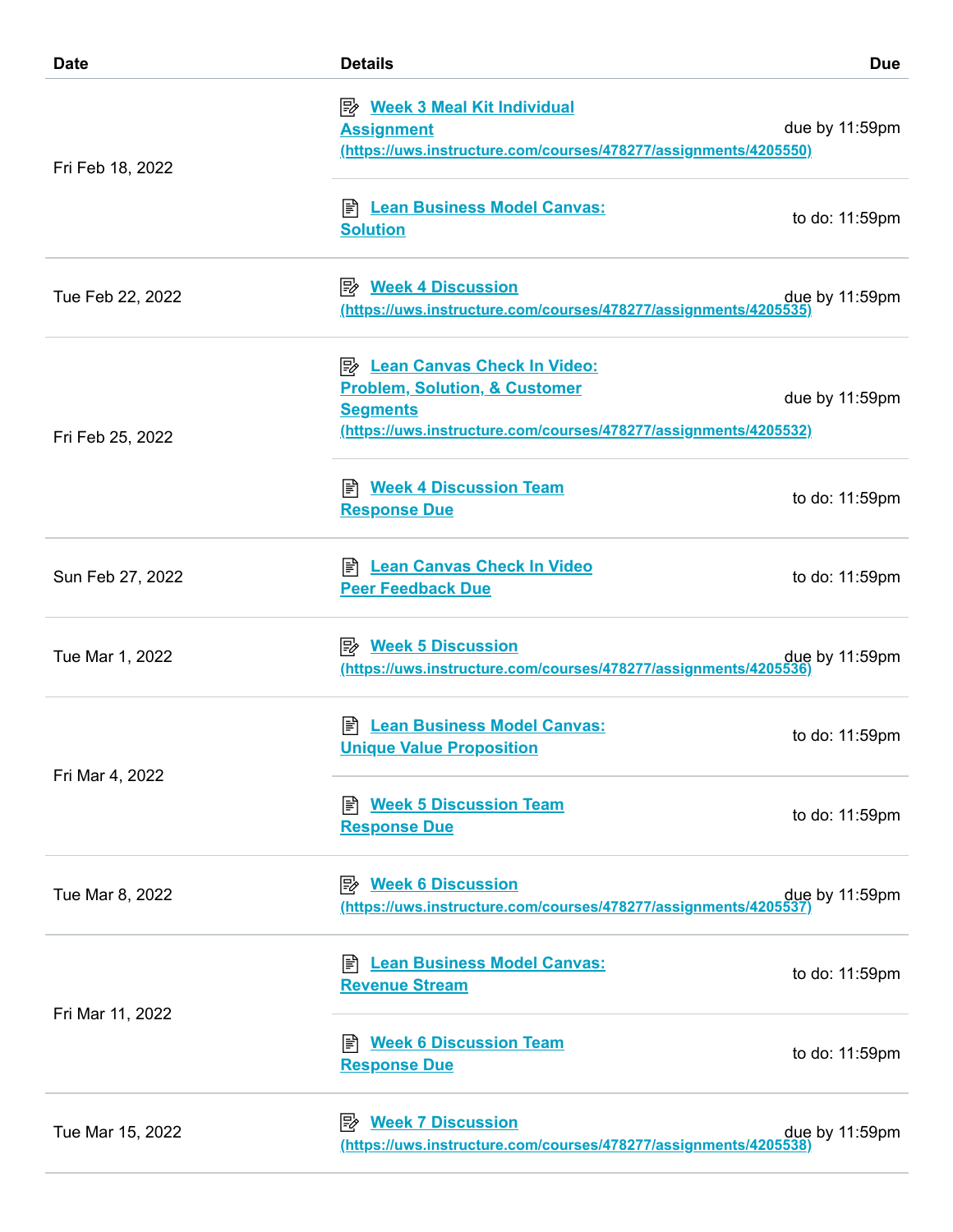| Date | Details | Due |
| --- | --- | --- |
| Fri Feb 18, 2022 | Week 3 Meal Kit Individual Assignment (https://uws.instructure.com/courses/478277/assignments/4205550) | due by 11:59pm |
| | Lean Business Model Canvas: Solution | to do: 11:59pm |
| Tue Feb 22, 2022 | Week 4 Discussion (https://uws.instructure.com/courses/478277/assignments/4205535) | due by 11:59pm |
| Fri Feb 25, 2022 | Lean Canvas Check In Video: Problem, Solution, & Customer Segments (https://uws.instructure.com/courses/478277/assignments/4205532) | due by 11:59pm |
| | Week 4 Discussion Team Response Due | to do: 11:59pm |
| Sun Feb 27, 2022 | Lean Canvas Check In Video Peer Feedback Due | to do: 11:59pm |
| Tue Mar 1, 2022 | Week 5 Discussion (https://uws.instructure.com/courses/478277/assignments/4205536) | due by 11:59pm |
| Fri Mar 4, 2022 | Lean Business Model Canvas: Unique Value Proposition | to do: 11:59pm |
| | Week 5 Discussion Team Response Due | to do: 11:59pm |
| Tue Mar 8, 2022 | Week 6 Discussion (https://uws.instructure.com/courses/478277/assignments/4205537) | due by 11:59pm |
| Fri Mar 11, 2022 | Lean Business Model Canvas: Revenue Stream | to do: 11:59pm |
| | Week 6 Discussion Team Response Due | to do: 11:59pm |
| Tue Mar 15, 2022 | Week 7 Discussion (https://uws.instructure.com/courses/478277/assignments/4205538) | due by 11:59pm |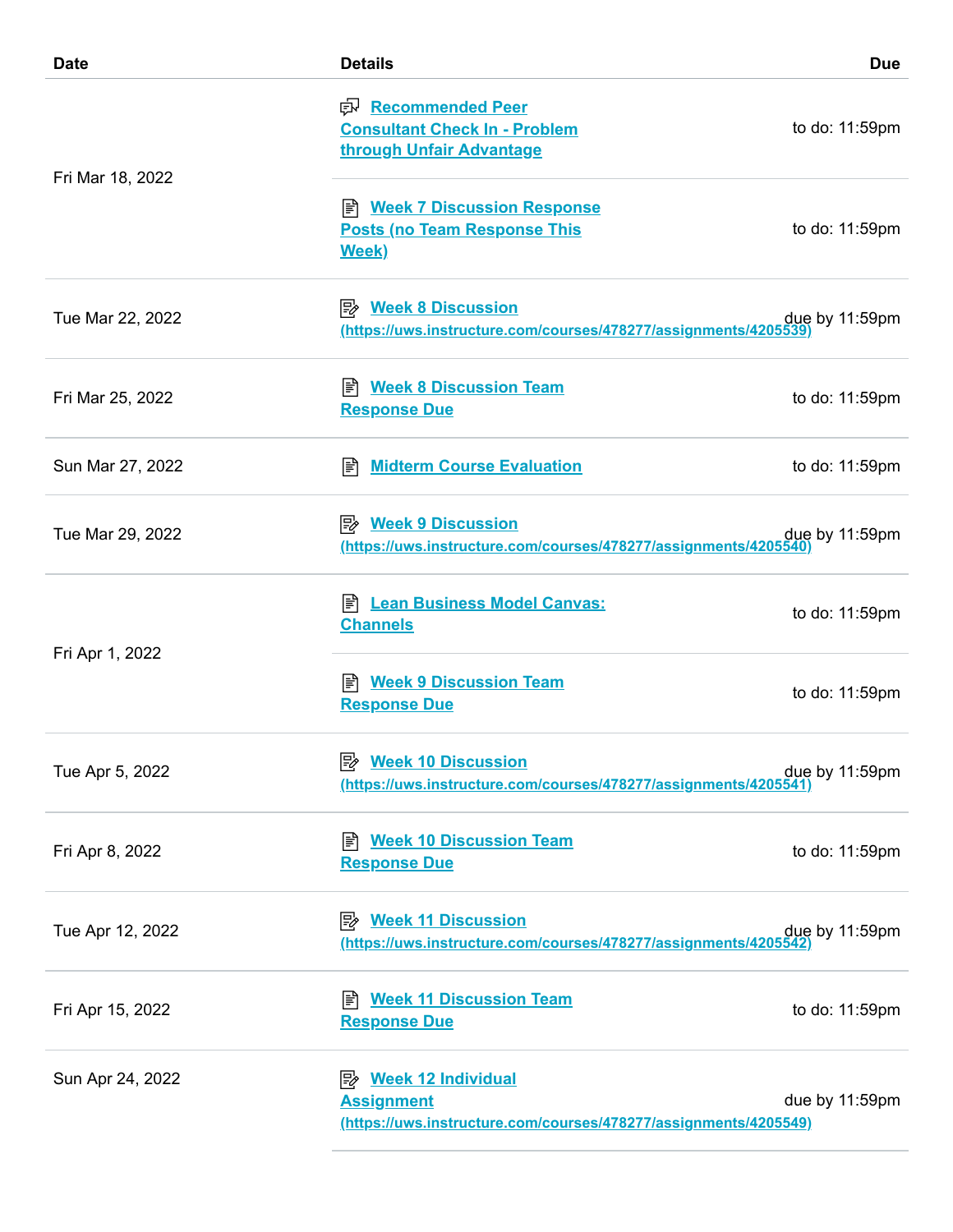| Date | Details | Due |
| --- | --- | --- |
| Fri Mar 18, 2022 | Recommended Peer Consultant Check In - Problem through Unfair Advantage | to do: 11:59pm |
| | Week 7 Discussion Response Posts (no Team Response This Week) | to do: 11:59pm |
| Tue Mar 22, 2022 | Week 8 Discussion (https://uws.instructure.com/courses/478277/assignments/4205539) | due by 11:59pm |
| Fri Mar 25, 2022 | Week 8 Discussion Team Response Due | to do: 11:59pm |
| Sun Mar 27, 2022 | Midterm Course Evaluation | to do: 11:59pm |
| Tue Mar 29, 2022 | Week 9 Discussion (https://uws.instructure.com/courses/478277/assignments/4205540) | due by 11:59pm |
| Fri Apr 1, 2022 | Lean Business Model Canvas: Channels | to do: 11:59pm |
| | Week 9 Discussion Team Response Due | to do: 11:59pm |
| Tue Apr 5, 2022 | Week 10 Discussion (https://uws.instructure.com/courses/478277/assignments/4205541) | due by 11:59pm |
| Fri Apr 8, 2022 | Week 10 Discussion Team Response Due | to do: 11:59pm |
| Tue Apr 12, 2022 | Week 11 Discussion (https://uws.instructure.com/courses/478277/assignments/4205542) | due by 11:59pm |
| Fri Apr 15, 2022 | Week 11 Discussion Team Response Due | to do: 11:59pm |
| Sun Apr 24, 2022 | Week 12 Individual Assignment (https://uws.instructure.com/courses/478277/assignments/4205549) | due by 11:59pm |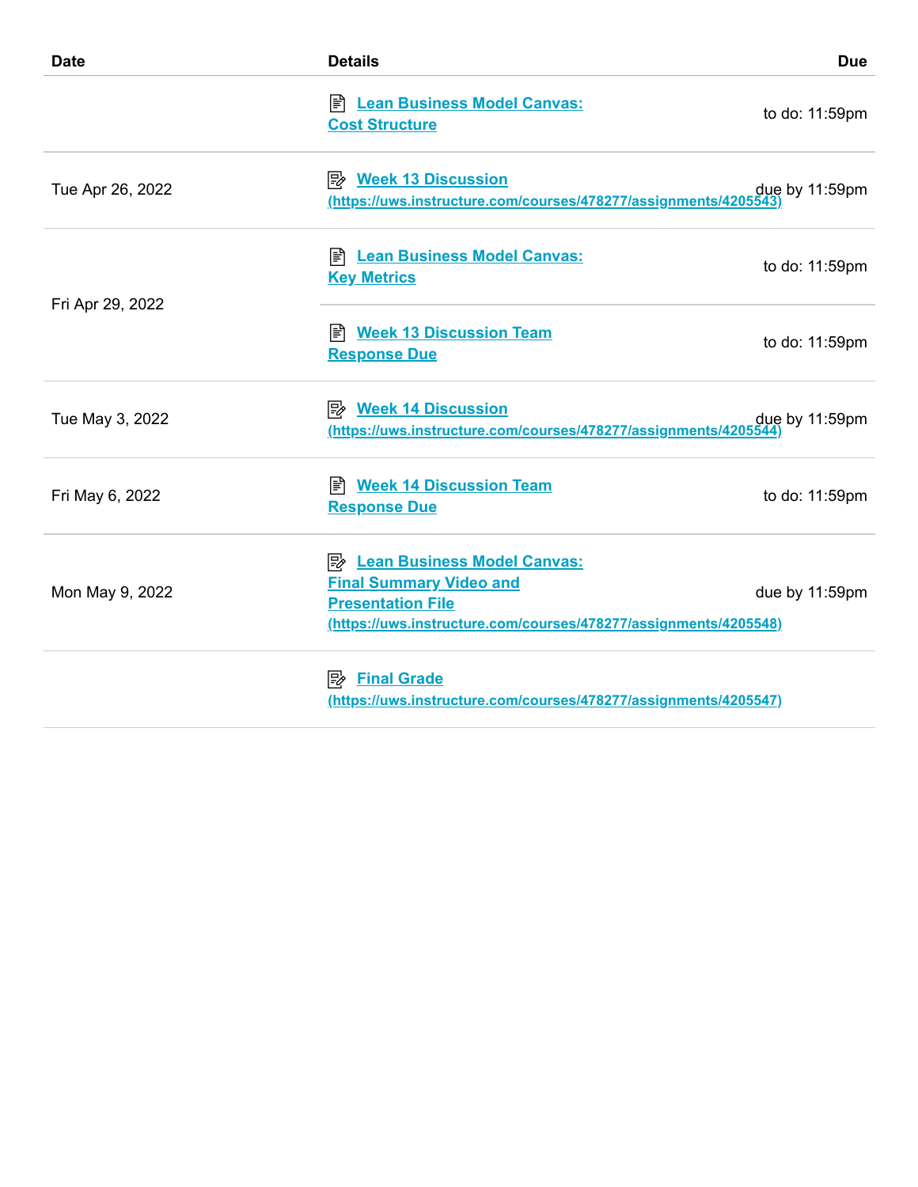| Date | Details | Due |
| --- | --- | --- |
| | Lean Business Model Canvas: Cost Structure | to do: 11:59pm |
| Tue Apr 26, 2022 | Week 13 Discussion (https://uws.instructure.com/courses/478277/assignments/4205543) | due by 11:59pm |
| Fri Apr 29, 2022 | Lean Business Model Canvas: Key Metrics | to do: 11:59pm |
| | Week 13 Discussion Team Response Due | to do: 11:59pm |
| Tue May 3, 2022 | Week 14 Discussion (https://uws.instructure.com/courses/478277/assignments/4205544) | due by 11:59pm |
| Fri May 6, 2022 | Week 14 Discussion Team Response Due | to do: 11:59pm |
| Mon May 9, 2022 | Lean Business Model Canvas: Final Summary Video and Presentation File (https://uws.instructure.com/courses/478277/assignments/4205548) | due by 11:59pm |
| | Final Grade (https://uws.instructure.com/courses/478277/assignments/4205547) | |